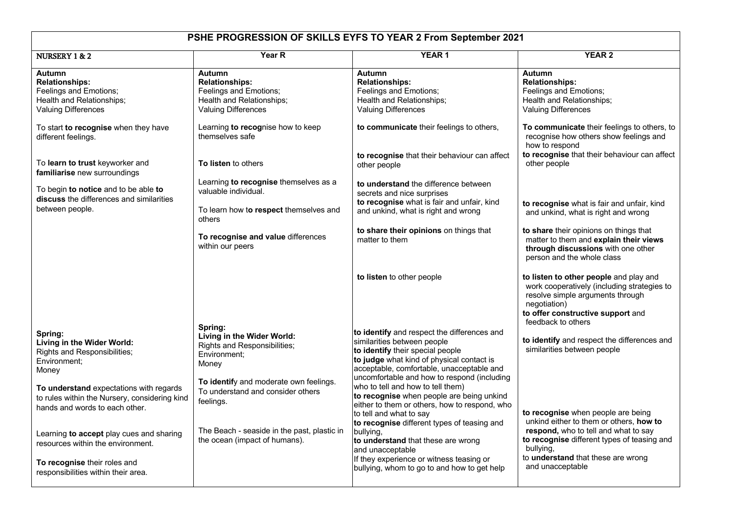| PSHE PROGRESSION OF SKILLS EYFS TO YEAR 2 From September 2021 | | | |
|---|---|---|---|
| **NURSERY 1 & 2** | **Year R** | **YEAR 1** | **YEAR 2** |
| **Autumn**<br>**Relationships:**<br>Feelings and Emotions;<br>Health and Relationships;<br>Valuing Differences<br><br>To start **to recognise** when they have different feelings.<br><br>To **learn to trust** keyworker and **familiarise** new surroundings<br><br>To begin **to notice** and to be able **to discuss** the differences and similarities between people. | **Autumn**<br>**Relationships:**<br>Feelings and Emotions;<br>Health and Relationships;<br>Valuing Differences<br><br>Learning **to recog**nise how to keep themselves safe<br><br>**To listen** to others<br><br>Learning **to recognise** themselves as a valuable individual.<br><br>To learn how t**o respect** themselves and others<br><br>**To recognise and value** differences within our peers | **Autumn**<br>**Relationships:**<br>Feelings and Emotions;<br>Health and Relationships;<br>Valuing Differences<br><br>**to communicate** their feelings to others,<br><br>**to recognise** that their behaviour can affect other people<br><br>**to understand** the difference between secrets and nice surprises<br>**to recognise** what is fair and unfair, kind and unkind, what is right and wrong<br><br>**to share their opinions** on things that matter to them<br><br>**to listen** to other people | **Autumn**<br>**Relationships:**<br>Feelings and Emotions;<br>Health and Relationships;<br>Valuing Differences<br><br>**To communicate** their feelings to others, to recognise how others show feelings and how to respond<br>**to recognise** that their behaviour can affect other people<br><br>**to recognise** what is fair and unfair, kind and unkind, what is right and wrong<br><br>**to share** their opinions on things that matter to them and **explain their views through discussions** with one other person and the whole class<br><br>**to listen to other people** and play and work cooperatively (including strategies to resolve simple arguments through negotiation)<br>**to offer constructive support** and feedback to others |
| **Spring:**<br>**Living in the Wider World:**<br>Rights and Responsibilities;<br>Environment;<br>Money<br><br>**To understand** expectations with regards to rules within the Nursery, considering kind hands and words to each other.<br><br>Learning **to accept** play cues and sharing resources within the environment.<br><br>**To recognise** their roles and responsibilities within their area. | **Spring:**<br>**Living in the Wider World:**<br>Rights and Responsibilities;<br>Environment;<br>Money<br><br>**To identif**y and moderate own feelings. To understand and consider others feelings.<br><br>The Beach - seaside in the past, plastic in the ocean (impact of humans). | **to identify** and respect the differences and similarities between people<br>**to identify** their special people<br>**to judge** what kind of physical contact is acceptable, comfortable, unacceptable and uncomfortable and how to respond (including who to tell and how to tell them)<br>**to recognise** when people are being unkind either to them or others, how to respond, who to tell and what to say<br>**to recognise** different types of teasing and bullying,<br>**to understand** that these are wrong and unacceptable<br>If they experience or witness teasing or bullying, whom to go to and how to get help | **to identify** and respect the differences and similarities between people<br><br>**to recognise** when people are being unkind either to them or others, **how to respond,** who to tell and what to say<br>**to recognise** different types of teasing and bullying,<br>to **understand** that these are wrong and unacceptable |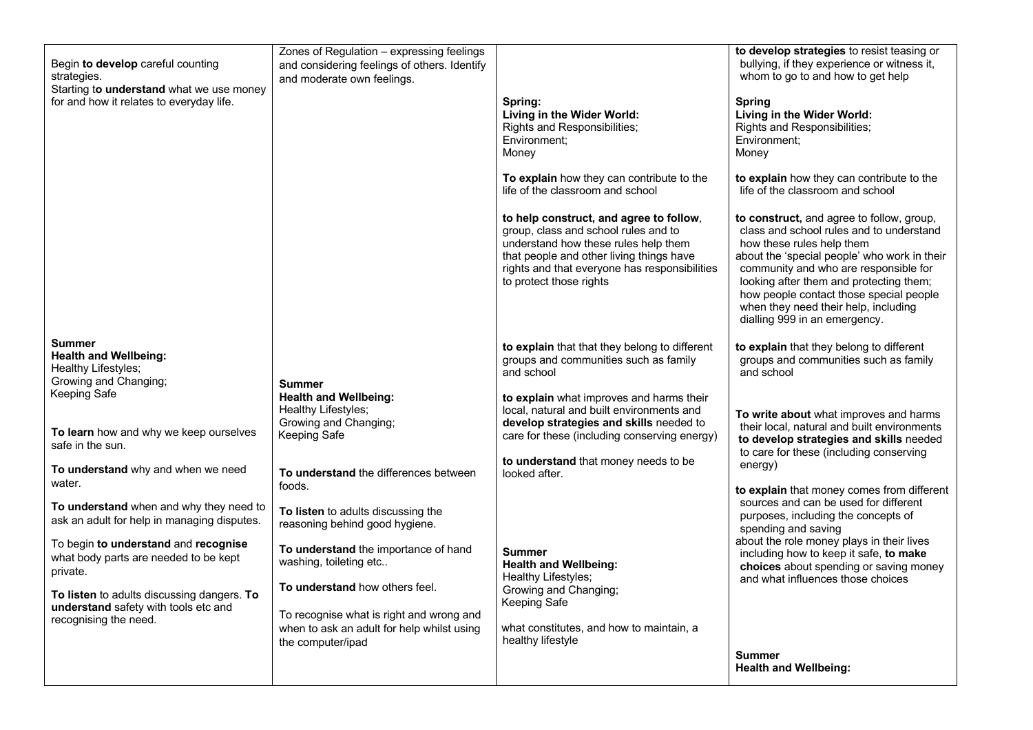| | | | |
|---|---|---|---|
| Begin **to develop** careful counting strategies.<br>Starting t**o understand** what we use money for and how it relates to everyday life.<br><br>**Summer**<br>**Health and Wellbeing:**<br>Healthy Lifestyles;<br>Growing and Changing;<br>Keeping Safe<br><br>**To learn** how and why we keep ourselves safe in the sun.<br><br>**To understand** why and when we need water.<br><br>**To understand** when and why they need to ask an adult for help in managing disputes.<br><br>To begin **to understand** and **recognise** what body parts are needed to be kept private.<br><br>**To listen** to adults discussing dangers. **To understand** safety with tools etc and recognising the need. | Zones of Regulation – expressing feelings and considering feelings of others. Identify and moderate own feelings.<br><br>**Summer**<br>**Health and Wellbeing:**<br>Healthy Lifestyles;<br>Growing and Changing;<br>Keeping Safe<br><br>**To understand** the differences between foods.<br><br>**To listen** to adults discussing the reasoning behind good hygiene.<br><br>**To understand** the importance of hand washing, toileting etc..<br><br>**To understand** how others feel.<br><br>To recognise what is right and wrong and when to ask an adult for help whilst using the computer/ipad | **Spring:**<br>**Living in the Wider World:**<br>Rights and Responsibilities;<br>Environment;<br>Money<br><br>**To explain** how they can contribute to the life of the classroom and school<br><br>**to help construct, and agree to follow**, group, class and school rules and to understand how these rules help them that people and other living things have rights and that everyone has responsibilities to protect those rights<br><br>**to explain** that that they belong to different groups and communities such as family and school<br><br>**to explain** what improves and harms their local, natural and built environments and **develop strategies and skills** needed to care for these (including conserving energy)<br><br>**to understand** that money needs to be looked after.<br><br>**Summer**<br>**Health and Wellbeing:**<br>Healthy Lifestyles;<br>Growing and Changing;<br>Keeping Safe<br><br>what constitutes, and how to maintain, a healthy lifestyle | **to develop strategies** to resist teasing or bullying, if they experience or witness it, whom to go to and how to get help<br><br>**Spring**<br>**Living in the Wider World:**<br>Rights and Responsibilities;<br>Environment;<br>Money<br><br>**to explain** how they can contribute to the life of the classroom and school<br><br>**to construct,** and agree to follow, group, class and school rules and to understand how these rules help them<br>about the 'special people' who work in their community and who are responsible for looking after them and protecting them; how people contact those special people when they need their help, including dialling 999 in an emergency.<br><br>**to explain** that they belong to different groups and communities such as family and school<br><br>**To write about** what improves and harms their local, natural and built environments **to develop strategies and skills** needed to care for these (including conserving energy)<br><br>**to explain** that money comes from different sources and can be used for different purposes, including the concepts of spending and saving<br>about the role money plays in their lives including how to keep it safe, **to make choices** about spending or saving money and what influences those choices<br><br>**Summer**<br>**Health and Wellbeing:** |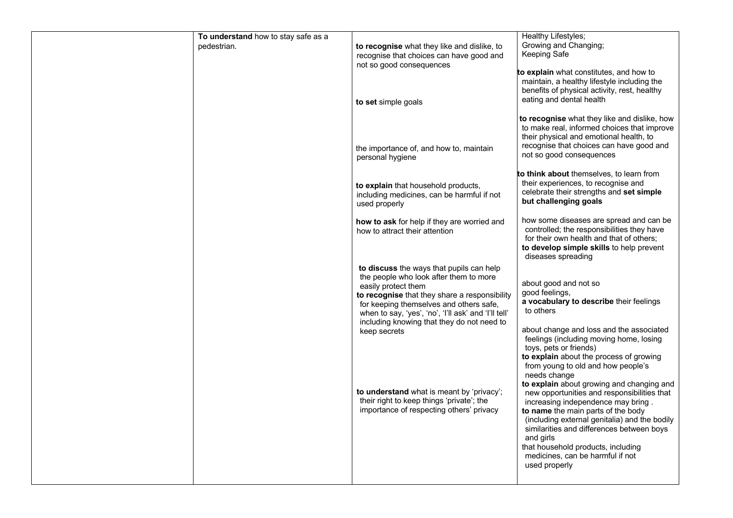| | | | |
|---|---|---|---|
| | **To understand** how to stay safe as a pedestrian. | **to recognise** what they like and dislike, to recognise that choices can have good and not so good consequences<br><br>**to set** simple goals<br><br>the importance of, and how to, maintain personal hygiene<br><br>**to explain** that household products, including medicines, can be harmful if not used properly<br><br>**how to ask** for help if they are worried and how to attract their attention<br><br>**to discuss** the ways that pupils can help the people who look after them to more easily protect them<br>**to recognise** that they share a responsibility for keeping themselves and others safe, when to say, 'yes', 'no', 'I'll ask' and 'I'll tell' including knowing that they do not need to keep secrets<br><br>**to understand** what is meant by 'privacy'; their right to keep things 'private'; the importance of respecting others' privacy | Healthy Lifestyles;<br>Growing and Changing;<br>Keeping Safe<br><br>**to explain** what constitutes, and how to maintain, a healthy lifestyle including the benefits of physical activity, rest, healthy eating and dental health<br><br>**to recognise** what they like and dislike, how to make real, informed choices that improve their physical and emotional health, to recognise that choices can have good and not so good consequences<br><br>**to think about** themselves, to learn from their experiences, to recognise and celebrate their strengths and **set simple but challenging goals**<br><br>how some diseases are spread and can be controlled; the responsibilities they have for their own health and that of others;<br>**to develop simple skills** to help prevent diseases spreading<br><br>about good and not so good feelings,<br>**a vocabulary to describe** their feelings to others<br><br>about change and loss and the associated feelings (including moving home, losing toys, pets or friends)<br>**to explain** about the process of growing from young to old and how people's needs change<br>**to explain** about growing and changing and new opportunities and responsibilities that increasing independence may bring .<br>**to name** the main parts of the body (including external genitalia) and the bodily similarities and differences between boys and girls<br>that household products, including medicines, can be harmful if not used properly |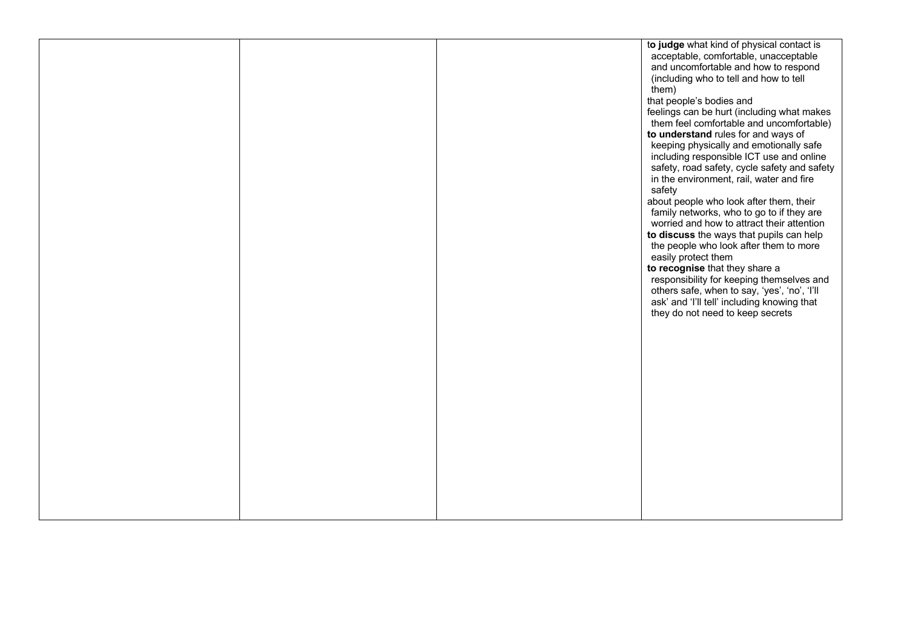| | | | |
|---|---|---|---|
| | | | t**o judge** what kind of physical contact is acceptable, comfortable, unacceptable and uncomfortable and how to respond (including who to tell and how to tell them)<br>that people's bodies and feelings can be hurt (including what makes them feel comfortable and uncomfortable)<br>**to understand** rules for and ways of keeping physically and emotionally safe including responsible ICT use and online safety, road safety, cycle safety and safety in the environment, rail, water and fire safety<br>about people who look after them, their family networks, who to go to if they are worried and how to attract their attention<br>**to discuss** the ways that pupils can help the people who look after them to more easily protect them<br>**to recognise** that they share a responsibility for keeping themselves and others safe, when to say, 'yes', 'no', 'I'll ask' and 'I'll tell' including knowing that they do not need to keep secrets |